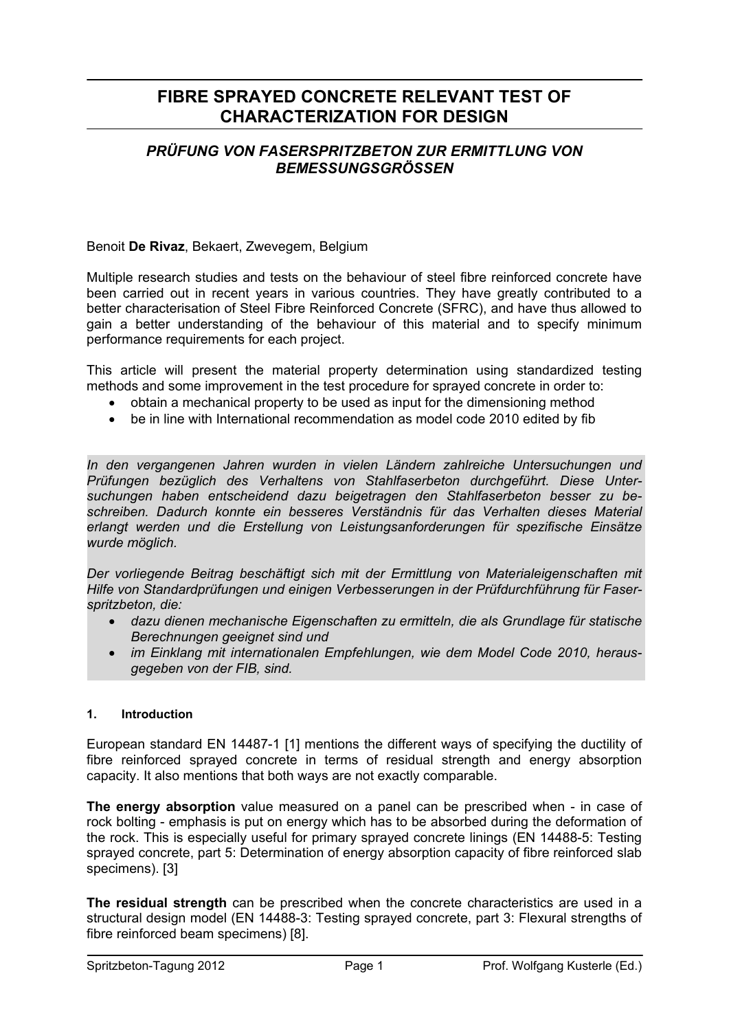# FIBRE SPRAYED CONCRETE RELEVANT TEST OF CHARACTERIZATION FOR DESIGN

## *PRÜFUNG VON FASERSPRITZBETON ZUR ERMITTLUNG VON BEMESSUNGSGRÖSSEN*

Benoit **De Rivaz**, Bekaert, Zwevegem, Belgium

Multiple research studies and tests on the behaviour of steel fibre reinforced concrete have been carried out in recent years in various countries. They have greatly contributed to a better characterisation of Steel Fibre Reinforced Concrete (SFRC), and have thus allowed to gain a better understanding of the behaviour of this material and to specify minimum performance requirements for each project.

This article will present the material property determination using standardized testing methods and some improvement in the test procedure for sprayed concrete in order to:

- obtain a mechanical property to be used as input for the dimensioning method
- be in line with International recommendation as model code 2010 edited by fib

*In den vergangenen Jahren wurden in vielen Ländern zahlreiche Untersuchungen und Prüfungen bezüglich des Verhaltens von Stahlfaserbeton durchgeführt. Diese Untersuchungen haben entscheidend dazu beigetragen den Stahlfaserbeton besser zu beschreiben. Dadurch konnte ein besseres Verständnis für das Verhalten dieses Material erlangt werden und die Erstellung von Leistungsanforderungen für spezifische Einsätze wurde möglich.*

*Der vorliegende Beitrag beschäftigt sich mit der Ermittlung von Materialeigenschaften mit Hilfe von Standardprüfungen und einigen Verbesserungen in der Prüfdurchführung für Faserspritzbeton, die:*

- *dazu dienen mechanische Eigenschaften zu ermitteln, die als Grundlage für statische Berechnungen geeignet sind und*
- *im Einklang mit internationalen Empfehlungen, wie dem Model Code 2010, herausgegeben von der FIB, sind.*

#### 1. Introduction

European standard EN 14487-1 [1] mentions the different ways of specifying the ductility of fibre reinforced sprayed concrete in terms of residual strength and energy absorption capacity. It also mentions that both ways are not exactly comparable.

**The energy absorption** value measured on a panel can be prescribed when - in case of rock bolting - emphasis is put on energy which has to be absorbed during the deformation of the rock. This is especially useful for primary sprayed concrete linings (EN 14488-5: Testing sprayed concrete, part 5: Determination of energy absorption capacity of fibre reinforced slab specimens). [3]

**The residual strength** can be prescribed when the concrete characteristics are used in a structural design model (EN 14488-3: Testing sprayed concrete, part 3: Flexural strengths of fibre reinforced beam specimens) [8].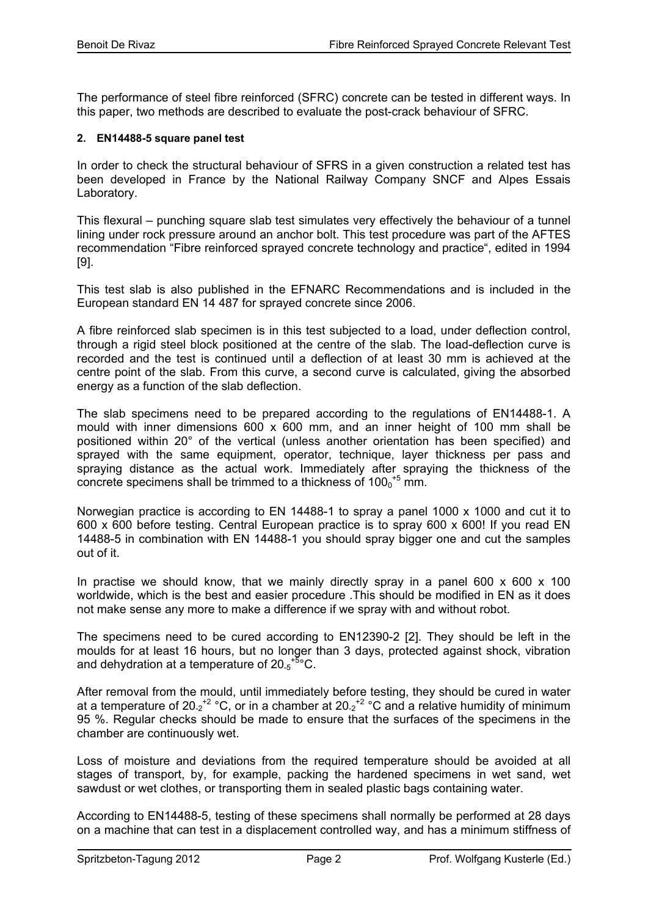The performance of steel fibre reinforced (SFRC) concrete can be tested in different ways. In this paper, two methods are described to evaluate the post-crack behaviour of SFRC.

## 2. EN14488-5 square panel test

In order to check the structural behaviour of SFRS in a given construction a related test has been developed in France by the National Railway Company SNCF and Alpes Essais Laboratory.

This flexural – punching square slab test simulates very effectively the behaviour of a tunnel lining under rock pressure around an anchor bolt. This test procedure was part of the AFTES recommendation "Fibre reinforced sprayed concrete technology and practice", edited in 1994 [9].

This test slab is also published in the EFNARC Recommendations and is included in the European standard EN 14 487 for sprayed concrete since 2006.

A fibre reinforced slab specimen is in this test subjected to a load, under deflection control, through a rigid steel block positioned at the centre of the slab. The load-deflection curve is recorded and the test is continued until a deflection of at least 30 mm is achieved at the centre point of the slab. From this curve, a second curve is calculated, giving the absorbed energy as a function of the slab deflection.

The slab specimens need to be prepared according to the regulations of EN14488-1. A mould with inner dimensions 600 x 600 mm, and an inner height of 100 mm shall be positioned within 20° of the vertical (unless another orientation has been specified) and sprayed with the same equipment, operator, technique, layer thickness per pass and spraying distance as the actual work. Immediately after spraying the thickness of the concrete specimens shall be trimmed to a thickness of $100_{0}^{+5}$ mm.

Norwegian practice is according to EN 14488-1 to spray a panel 1000 x 1000 and cut it to 600 x 600 before testing. Central European practice is to spray 600 x 600! If you read EN 14488-5 in combination with EN 14488-1 you should spray bigger one and cut the samples out of it.

In practise we should know, that we mainly directly spray in a panel 600 x 600 x 100 worldwide, which is the best and easier procedure .This should be modified in EN as it does not make sense any more to make a difference if we spray with and without robot.

The specimens need to be cured according to EN12390-2 [2]. They should be left in the moulds for at least 16 hours, but no longer than 3 days, protected against shock, vibration and dehydration at a temperature of $20_{-5}^{+5}$°C.

After removal from the mould, until immediately before testing, they should be cured in water at a temperature of $20_{-2}^{+2}$ °C, or in a chamber at $20_{-2}^{+2}$ °C and a relative humidity of minimum 95 %. Regular checks should be made to ensure that the surfaces of the specimens in the chamber are continuously wet.

Loss of moisture and deviations from the required temperature should be avoided at all stages of transport, by, for example, packing the hardened specimens in wet sand, wet sawdust or wet clothes, or transporting them in sealed plastic bags containing water.

According to EN14488-5, testing of these specimens shall normally be performed at 28 days on a machine that can test in a displacement controlled way, and has a minimum stiffness of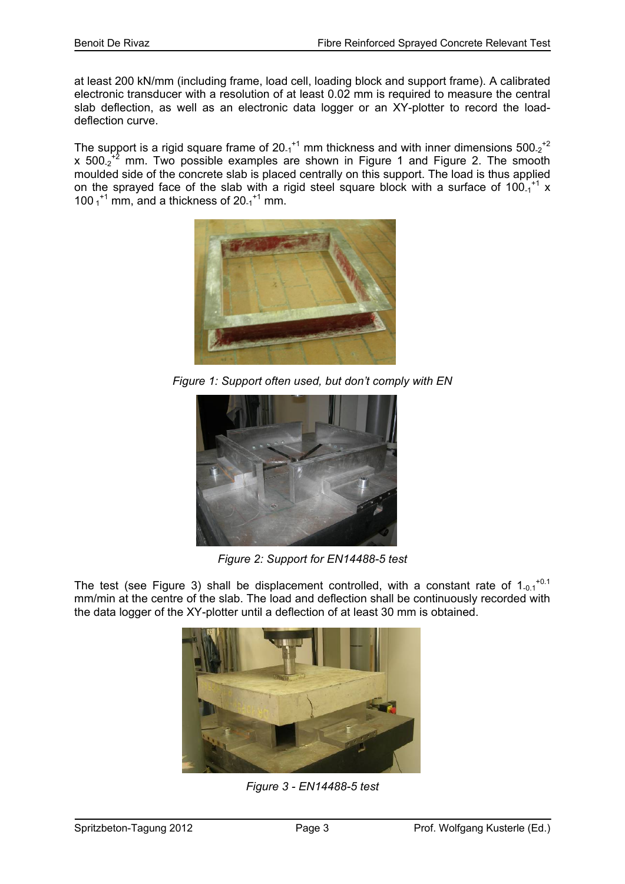at least 200 kN/mm (including frame, load cell, loading block and support frame). A calibrated electronic transducer with a resolution of at least 0.02 mm is required to measure the central slab deflection, as well as an electronic data logger or an XY-plotter to record the load-deflection curve.

The support is a rigid square frame of $20_{-1}^{+1}$ mm thickness and with inner dimensions $500_{-2}^{+2}$ x $500_{-2}^{+2}$ mm. Two possible examples are shown in Figure 1 and Figure 2. The smooth moulded side of the concrete slab is placed centrally on this support. The load is thus applied on the sprayed face of the slab with a rigid steel square block with a surface of $100_{-1}^{+1}$ x $100_{-1}^{+1}$ mm, and a thickness of $20_{-1}^{+1}$ mm.

*Figure 1: Support often used, but don't comply with EN*

*Figure 2: Support for EN14488-5 test*

The test (see Figure 3) shall be displacement controlled, with a constant rate of $1_{-0.1}^{+0.1}$ mm/min at the centre of the slab. The load and deflection shall be continuously recorded with the data logger of the XY-plotter until a deflection of at least 30 mm is obtained.

*Figure 3 - EN14488-5 test*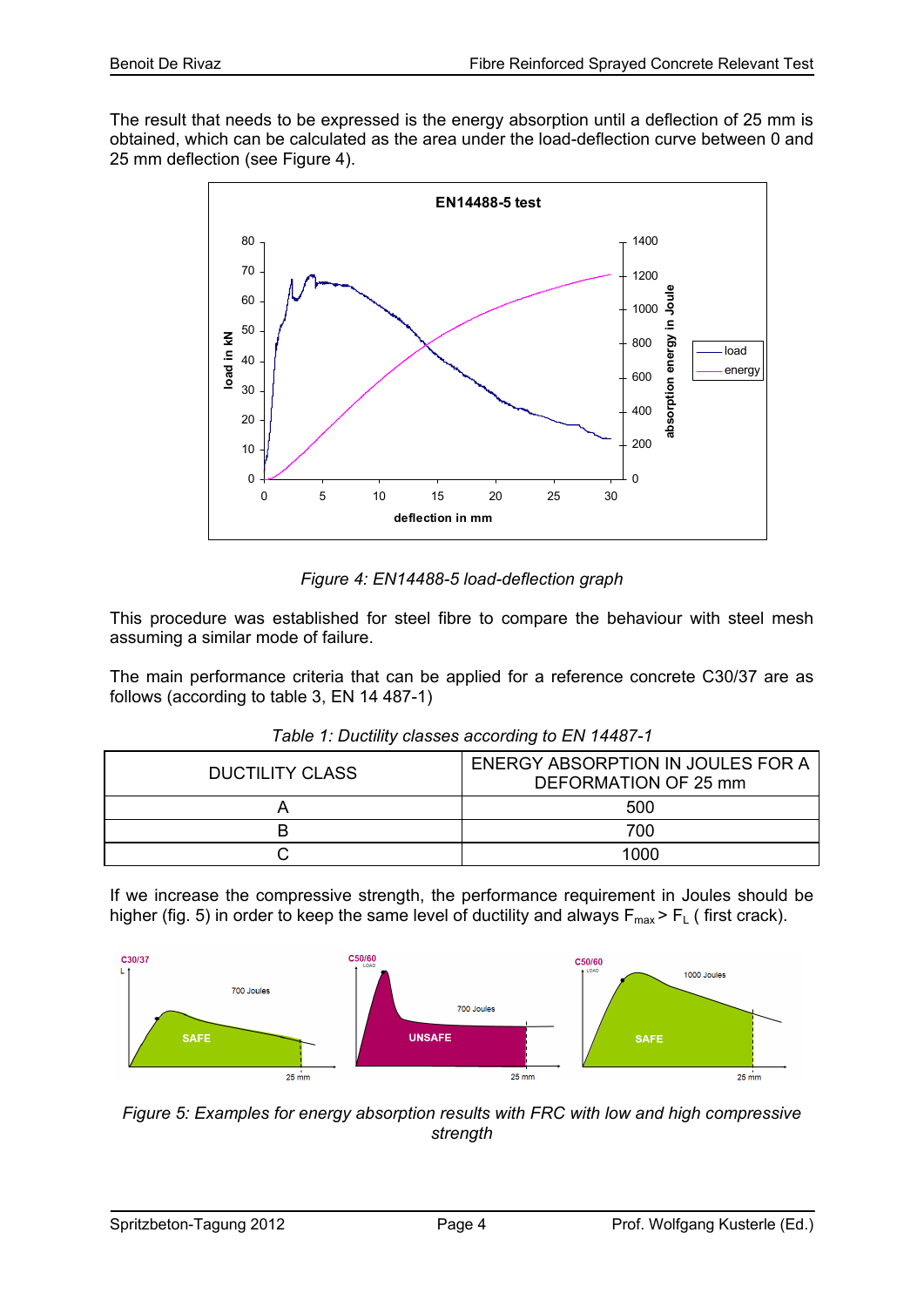The result that needs to be expressed is the energy absorption until a deflection of 25 mm is obtained, which can be calculated as the area under the load-deflection curve between 0 and 25 mm deflection (see Figure 4).

*Figure 4: EN14488-5 load-deflection graph*

This procedure was established for steel fibre to compare the behaviour with steel mesh assuming a similar mode of failure.

The main performance criteria that can be applied for a reference concrete C30/37 are as follows (according to table 3, EN 14 487-1)

*Table 1: Ductility classes according to EN 14487-1*

| DUCTILITY CLASS | ENERGY ABSORPTION IN JOULES FOR A DEFORMATION OF 25 mm |
|---|---|
| A | 500 |
| B | 700 |
| C | 1000 |

If we increase the compressive strength, the performance requirement in Joules should be higher (fig. 5) in order to keep the same level of ductility and always $F_{max} > F_L$ ( first crack).

*Figure 5: Examples for energy absorption results with FRC with low and high compressive strength*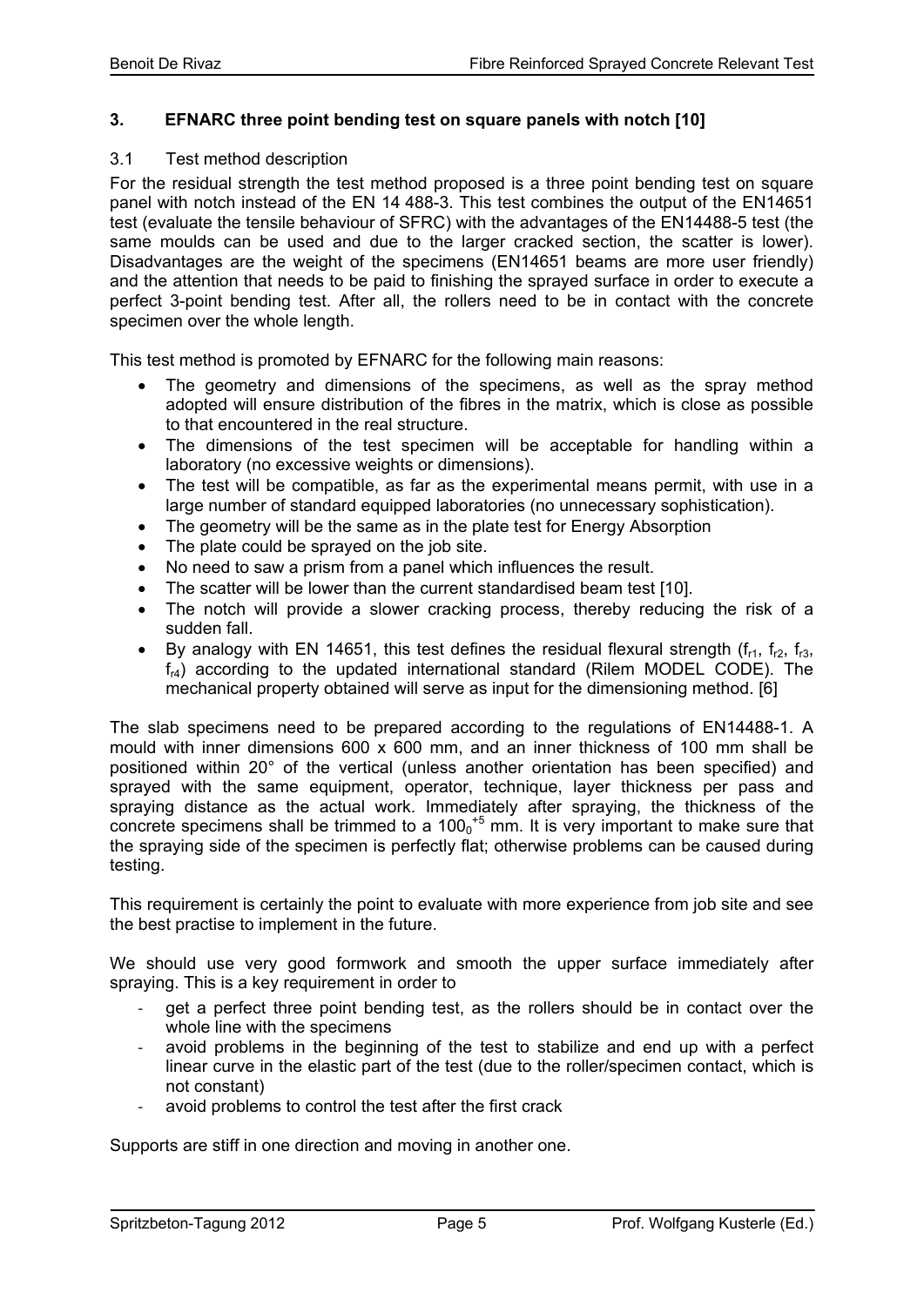## 3. EFNARC three point bending test on square panels with notch [10]

### 3.1 Test method description

For the residual strength the test method proposed is a three point bending test on square panel with notch instead of the EN 14 488-3. This test combines the output of the EN14651 test (evaluate the tensile behaviour of SFRC) with the advantages of the EN14488-5 test (the same moulds can be used and due to the larger cracked section, the scatter is lower). Disadvantages are the weight of the specimens (EN14651 beams are more user friendly) and the attention that needs to be paid to finishing the sprayed surface in order to execute a perfect 3-point bending test. After all, the rollers need to be in contact with the concrete specimen over the whole length.

This test method is promoted by EFNARC for the following main reasons:

- The geometry and dimensions of the specimens, as well as the spray method adopted will ensure distribution of the fibres in the matrix, which is close as possible to that encountered in the real structure.
- The dimensions of the test specimen will be acceptable for handling within a laboratory (no excessive weights or dimensions).
- The test will be compatible, as far as the experimental means permit, with use in a large number of standard equipped laboratories (no unnecessary sophistication).
- The geometry will be the same as in the plate test for Energy Absorption
- The plate could be sprayed on the job site.
- No need to saw a prism from a panel which influences the result.
- The scatter will be lower than the current standardised beam test [10].
- The notch will provide a slower cracking process, thereby reducing the risk of a sudden fall.
- By analogy with EN 14651, this test defines the residual flexural strength ($f_{r1}$, $f_{r2}$, $f_{r3}$, $f_{r4}$) according to the updated international standard (Rilem MODEL CODE). The mechanical property obtained will serve as input for the dimensioning method. [6]

The slab specimens need to be prepared according to the regulations of EN14488-1. A mould with inner dimensions 600 x 600 mm, and an inner thickness of 100 mm shall be positioned within 20° of the vertical (unless another orientation has been specified) and sprayed with the same equipment, operator, technique, layer thickness per pass and spraying distance as the actual work. Immediately after spraying, the thickness of the concrete specimens shall be trimmed to a $100_0^{+5}$ mm. It is very important to make sure that the spraying side of the specimen is perfectly flat; otherwise problems can be caused during testing.

This requirement is certainly the point to evaluate with more experience from job site and see the best practise to implement in the future.

We should use very good formwork and smooth the upper surface immediately after spraying. This is a key requirement in order to

- get a perfect three point bending test, as the rollers should be in contact over the whole line with the specimens
- avoid problems in the beginning of the test to stabilize and end up with a perfect linear curve in the elastic part of the test (due to the roller/specimen contact, which is not constant)
- avoid problems to control the test after the first crack

Supports are stiff in one direction and moving in another one.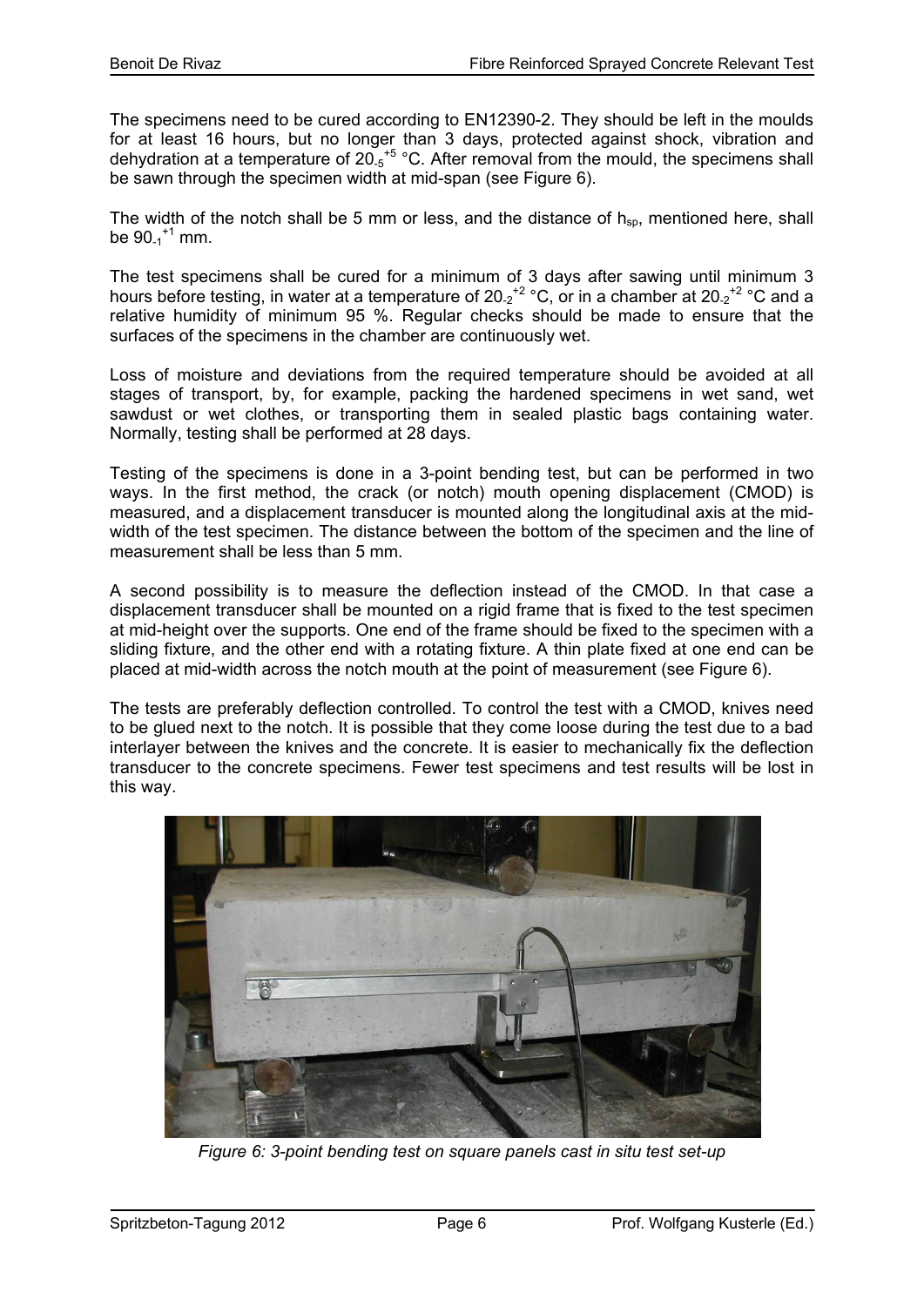The specimens need to be cured according to EN12390-2. They should be left in the moulds for at least 16 hours, but no longer than 3 days, protected against shock, vibration and dehydration at a temperature of $20_{-5}^{+5}$ °C. After removal from the mould, the specimens shall be sawn through the specimen width at mid-span (see Figure 6).

The width of the notch shall be 5 mm or less, and the distance of $h_{sp}$, mentioned here, shall be $90_{-1}^{+1}$ mm.

The test specimens shall be cured for a minimum of 3 days after sawing until minimum 3 hours before testing, in water at a temperature of $20_{-2}^{+2}$ °C, or in a chamber at $20_{-2}^{+2}$ °C and a relative humidity of minimum 95 %. Regular checks should be made to ensure that the surfaces of the specimens in the chamber are continuously wet.

Loss of moisture and deviations from the required temperature should be avoided at all stages of transport, by, for example, packing the hardened specimens in wet sand, wet sawdust or wet clothes, or transporting them in sealed plastic bags containing water. Normally, testing shall be performed at 28 days.

Testing of the specimens is done in a 3-point bending test, but can be performed in two ways. In the first method, the crack (or notch) mouth opening displacement (CMOD) is measured, and a displacement transducer is mounted along the longitudinal axis at the mid-width of the test specimen. The distance between the bottom of the specimen and the line of measurement shall be less than 5 mm.

A second possibility is to measure the deflection instead of the CMOD. In that case a displacement transducer shall be mounted on a rigid frame that is fixed to the test specimen at mid-height over the supports. One end of the frame should be fixed to the specimen with a sliding fixture, and the other end with a rotating fixture. A thin plate fixed at one end can be placed at mid-width across the notch mouth at the point of measurement (see Figure 6).

The tests are preferably deflection controlled. To control the test with a CMOD, knives need to be glued next to the notch. It is possible that they come loose during the test due to a bad interlayer between the knives and the concrete. It is easier to mechanically fix the deflection transducer to the concrete specimens. Fewer test specimens and test results will be lost in this way.

*Figure 6: 3-point bending test on square panels cast in situ test set-up*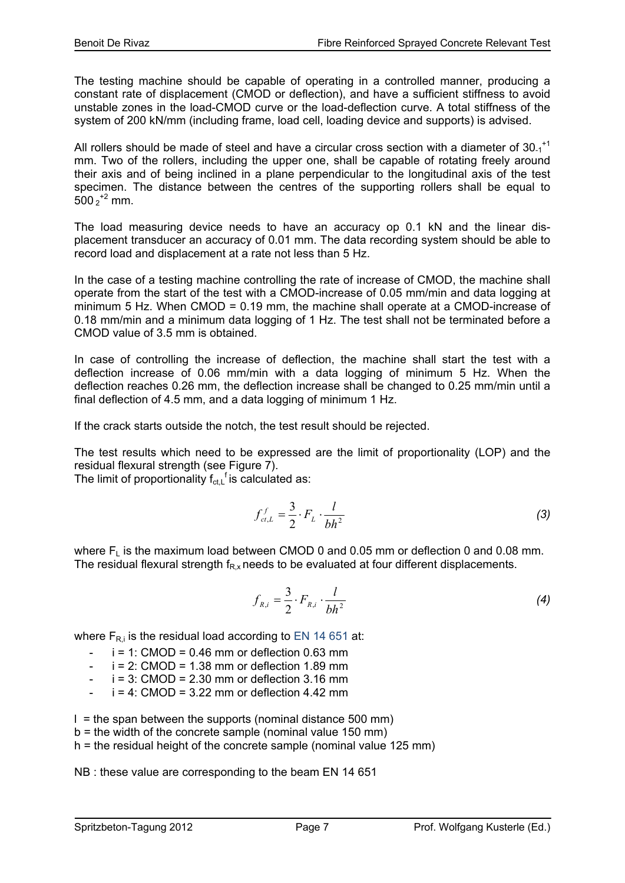The testing machine should be capable of operating in a controlled manner, producing a constant rate of displacement (CMOD or deflection), and have a sufficient stiffness to avoid unstable zones in the load-CMOD curve or the load-deflection curve. A total stiffness of the system of 200 kN/mm (including frame, load cell, loading device and supports) is advised.

All rollers should be made of steel and have a circular cross section with a diameter of $30_{-1}^{+1}$ mm. Two of the rollers, including the upper one, shall be capable of rotating freely around their axis and of being inclined in a plane perpendicular to the longitudinal axis of the test specimen. The distance between the centres of the supporting rollers shall be equal to $500_{2}^{+2}$ mm.

The load measuring device needs to have an accuracy op 0.1 kN and the linear displacement transducer an accuracy of 0.01 mm. The data recording system should be able to record load and displacement at a rate not less than 5 Hz.

In the case of a testing machine controlling the rate of increase of CMOD, the machine shall operate from the start of the test with a CMOD-increase of 0.05 mm/min and data logging at minimum 5 Hz. When CMOD = 0.19 mm, the machine shall operate at a CMOD-increase of 0.18 mm/min and a minimum data logging of 1 Hz. The test shall not be terminated before a CMOD value of 3.5 mm is obtained.

In case of controlling the increase of deflection, the machine shall start the test with a deflection increase of 0.06 mm/min with a data logging of minimum 5 Hz. When the deflection reaches 0.26 mm, the deflection increase shall be changed to 0.25 mm/min until a final deflection of 4.5 mm, and a data logging of minimum 1 Hz.

If the crack starts outside the notch, the test result should be rejected.

The test results which need to be expressed are the limit of proportionality (LOP) and the residual flexural strength (see Figure 7).
The limit of proportionality $f_{ct,L}^{f}$ is calculated as:

$$f_{ct,L}^{f} = \frac{3}{2} \cdot F_L \cdot \frac{l}{bh^2} \tag{3}$$

where $F_L$ is the maximum load between CMOD 0 and 0.05 mm or deflection 0 and 0.08 mm.
The residual flexural strength $f_{R,x}$ needs to be evaluated at four different displacements.

$$f_{R,i} = \frac{3}{2} \cdot F_{R,i} \cdot \frac{l}{bh^2} \tag{4}$$

where $F_{R,i}$ is the residual load according to EN 14 651 at:

- i = 1: CMOD = 0.46 mm or deflection 0.63 mm
- i = 2: CMOD = 1.38 mm or deflection 1.89 mm
- i = 3: CMOD = 2.30 mm or deflection 3.16 mm
- i = 4: CMOD = 3.22 mm or deflection 4.42 mm

l = the span between the supports (nominal distance 500 mm)
b = the width of the concrete sample (nominal value 150 mm)
h = the residual height of the concrete sample (nominal value 125 mm)

NB : these value are corresponding to the beam EN 14 651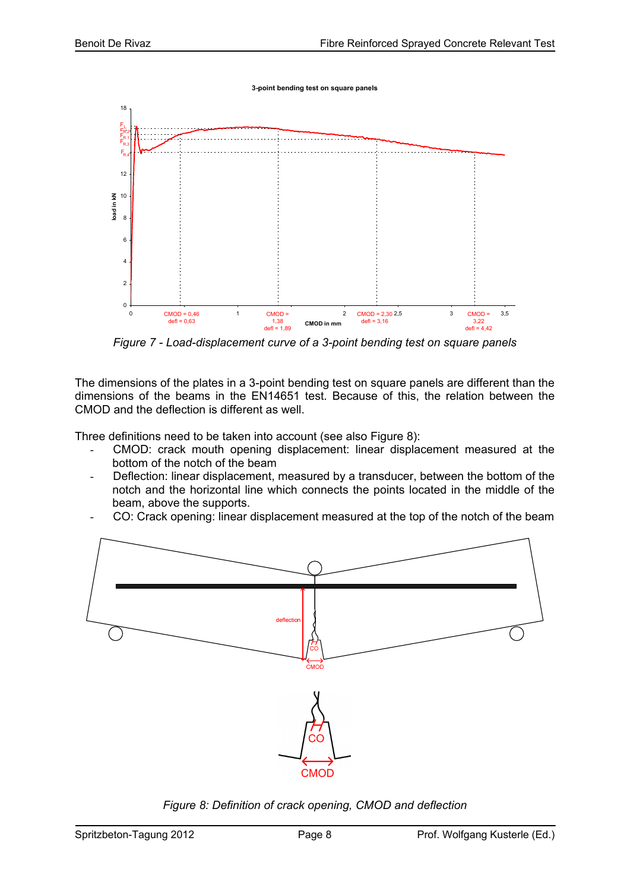Figure 7 - Load-displacement curve of a 3-point bending test on square panels

The dimensions of the plates in a 3-point bending test on square panels are different than the dimensions of the beams in the EN14651 test. Because of this, the relation between the CMOD and the deflection is different as well.

Three definitions need to be taken into account (see also Figure 8):

- CMOD: crack mouth opening displacement: linear displacement measured at the bottom of the notch of the beam
- Deflection: linear displacement, measured by a transducer, between the bottom of the notch and the horizontal line which connects the points located in the middle of the beam, above the supports.
- CO: Crack opening: linear displacement measured at the top of the notch of the beam

Figure 8: Definition of crack opening, CMOD and deflection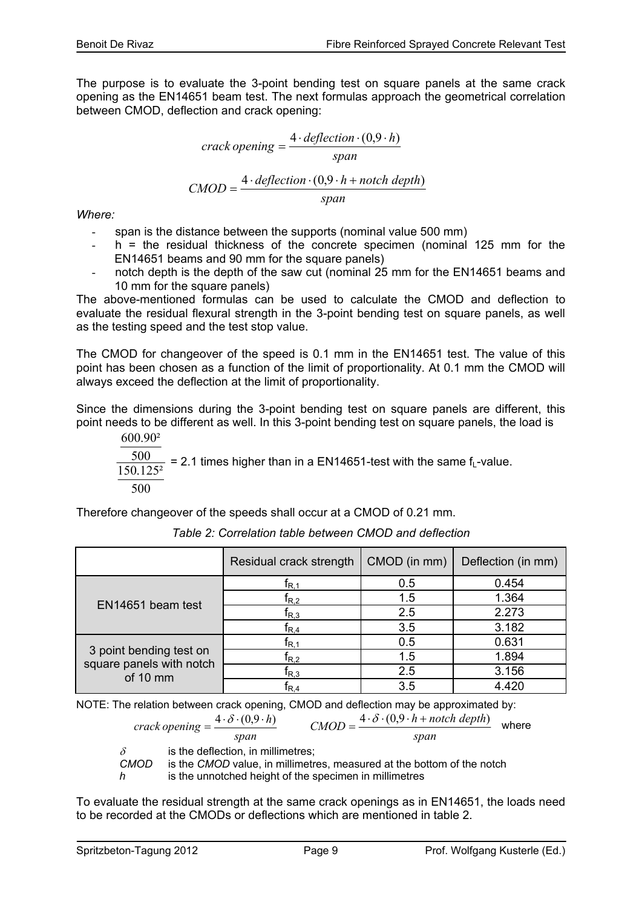The purpose is to evaluate the 3-point bending test on square panels at the same crack opening as the EN14651 beam test. The next formulas approach the geometrical correlation between CMOD, deflection and crack opening:

$$crack\,opening = \frac{4 \cdot deflection \cdot (0{,}9 \cdot h)}{span}$$

$$CMOD = \frac{4 \cdot deflection \cdot (0{,}9 \cdot h + notch\ depth)}{span}$$

*Where:*

- span is the distance between the supports (nominal value 500 mm)
- h = the residual thickness of the concrete specimen (nominal 125 mm for the EN14651 beams and 90 mm for the square panels)
- notch depth is the depth of the saw cut (nominal 25 mm for the EN14651 beams and 10 mm for the square panels)

The above-mentioned formulas can be used to calculate the CMOD and deflection to evaluate the residual flexural strength in the 3-point bending test on square panels, as well as the testing speed and the test stop value.

The CMOD for changeover of the speed is 0.1 mm in the EN14651 test. The value of this point has been chosen as a function of the limit of proportionality. At 0.1 mm the CMOD will always exceed the deflection at the limit of proportionality.

Since the dimensions during the 3-point bending test on square panels are different, this point needs to be different as well. In this 3-point bending test on square panels, the load is

$$\frac{\frac{600.90^2}{500}}{\frac{150.125^2}{500}}$$

= 2.1 times higher than in a EN14651-test with the same $f_L$-value.

Therefore changeover of the speeds shall occur at a CMOD of 0.21 mm.

*Table 2: Correlation table between CMOD and deflection*

| | Residual crack strength | CMOD (in mm) | Deflection (in mm) |
|---|---|---|---|
| EN14651 beam test | $f_{R,1}$ | 0.5 | 0.454 |
| | $f_{R,2}$ | 1.5 | 1.364 |
| | $f_{R,3}$ | 2.5 | 2.273 |
| | $f_{R,4}$ | 3.5 | 3.182 |
| 3 point bending test on square panels with notch of 10 mm | $f_{R,1}$ | 0.5 | 0.631 |
| | $f_{R,2}$ | 1.5 | 1.894 |
| | $f_{R,3}$ | 2.5 | 3.156 |
| | $f_{R,4}$ | 3.5 | 4.420 |

NOTE: The relation between crack opening, CMOD and deflection may be approximated by:

$$crack\,opening = \frac{4 \cdot \delta \cdot (0{,}9 \cdot h)}{span} \qquad CMOD = \frac{4 \cdot \delta \cdot (0{,}9 \cdot h + notch\ depth)}{span}$$

where

$\delta$ is the deflection, in millimetres;

*CMOD* is the *CMOD* value, in millimetres, measured at the bottom of the notch

*h* is the unnotched height of the specimen in millimetres

To evaluate the residual strength at the same crack openings as in EN14651, the loads need to be recorded at the CMODs or deflections which are mentioned in table 2.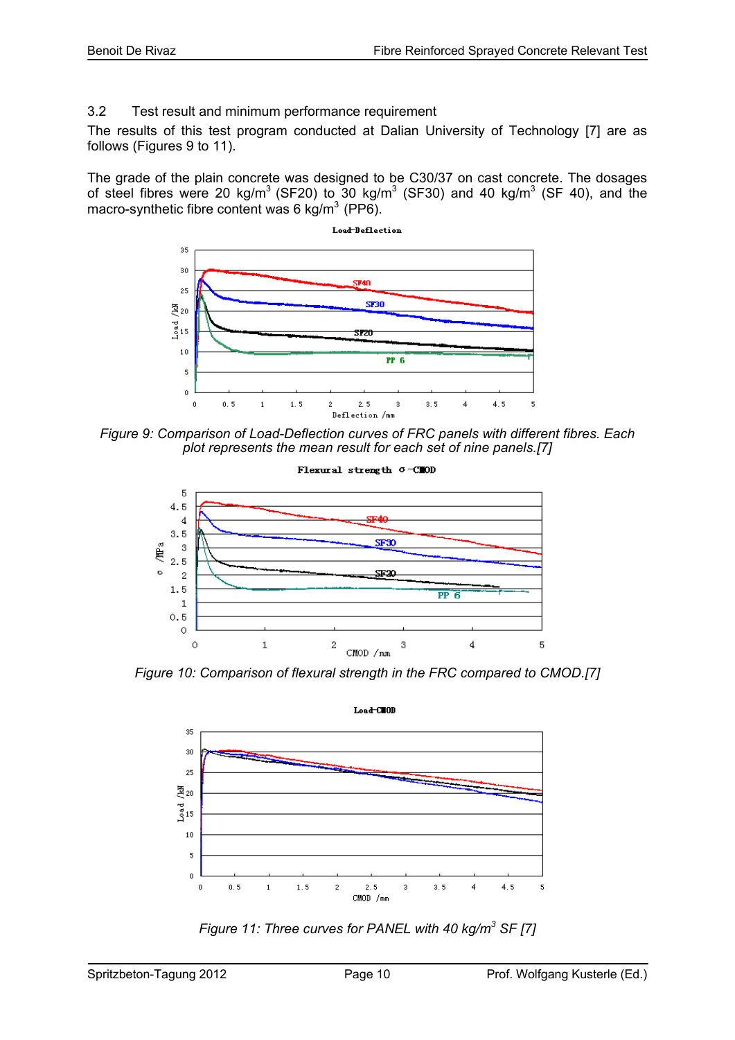### 3.2 Test result and minimum performance requirement

The results of this test program conducted at Dalian University of Technology [7] are as follows (Figures 9 to 11).

The grade of the plain concrete was designed to be C30/37 on cast concrete. The dosages of steel fibres were 20 kg/m$^3$ (SF20) to 30 kg/m$^3$ (SF30) and 40 kg/m$^3$ (SF 40), and the macro-synthetic fibre content was 6 kg/m$^3$ (PP6).

*Figure 9: Comparison of Load-Deflection curves of FRC panels with different fibres. Each plot represents the mean result for each set of nine panels.[7]*

*Figure 10: Comparison of flexural strength in the FRC compared to CMOD.[7]*

*Figure 11: Three curves for PANEL with 40 kg/m$^3$ SF [7]*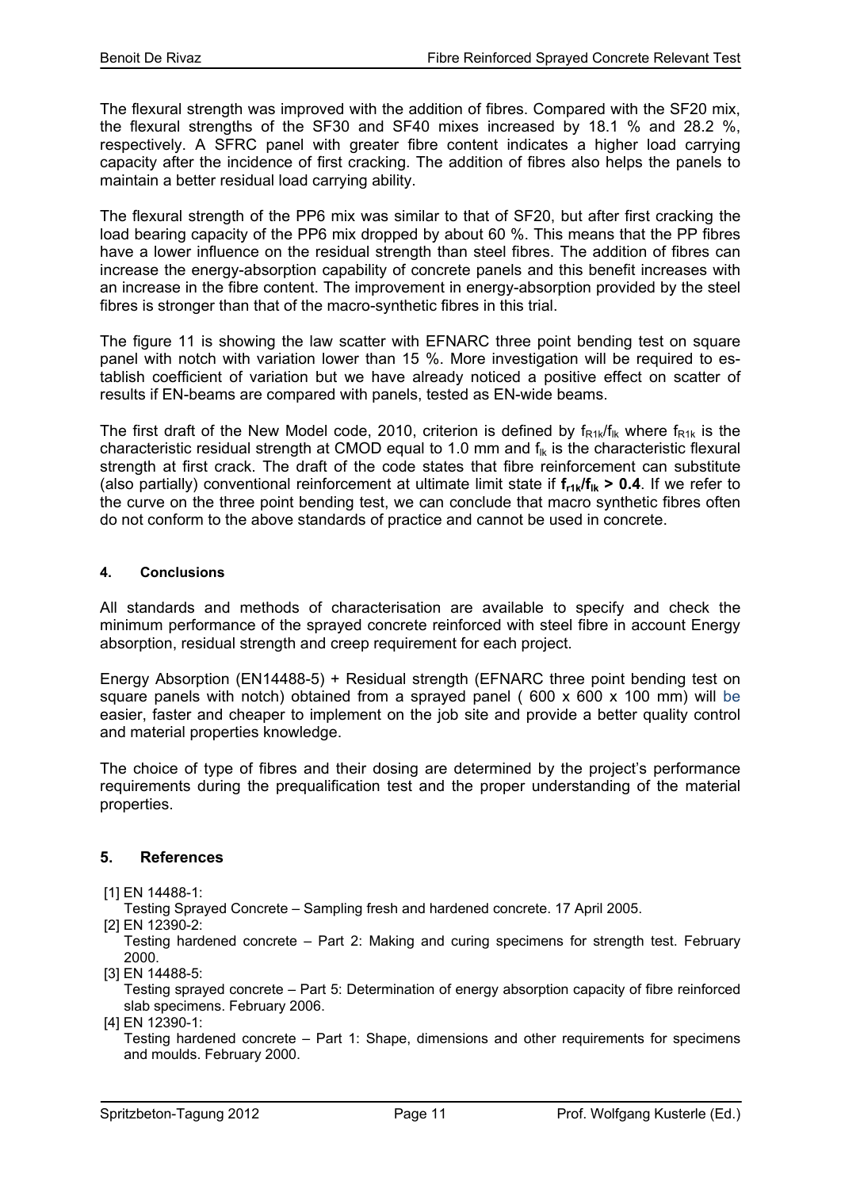The flexural strength was improved with the addition of fibres. Compared with the SF20 mix, the flexural strengths of the SF30 and SF40 mixes increased by 18.1 % and 28.2 %, respectively. A SFRC panel with greater fibre content indicates a higher load carrying capacity after the incidence of first cracking. The addition of fibres also helps the panels to maintain a better residual load carrying ability.

The flexural strength of the PP6 mix was similar to that of SF20, but after first cracking the load bearing capacity of the PP6 mix dropped by about 60 %. This means that the PP fibres have a lower influence on the residual strength than steel fibres. The addition of fibres can increase the energy-absorption capability of concrete panels and this benefit increases with an increase in the fibre content. The improvement in energy-absorption provided by the steel fibres is stronger than that of the macro-synthetic fibres in this trial.

The figure 11 is showing the law scatter with EFNARC three point bending test on square panel with notch with variation lower than 15 %. More investigation will be required to establish coefficient of variation but we have already noticed a positive effect on scatter of results if EN-beams are compared with panels, tested as EN-wide beams.

The first draft of the New Model code, 2010, criterion is defined by $f_{R1k}/f_{lk}$ where $f_{R1k}$ is the characteristic residual strength at CMOD equal to 1.0 mm and $f_{lk}$ is the characteristic flexural strength at first crack. The draft of the code states that fibre reinforcement can substitute (also partially) conventional reinforcement at ultimate limit state if $\mathbf{f_{r1k}/f_{lk} > 0.4}$. If we refer to the curve on the three point bending test, we can conclude that macro synthetic fibres often do not conform to the above standards of practice and cannot be used in concrete.

#### 4. Conclusions

All standards and methods of characterisation are available to specify and check the minimum performance of the sprayed concrete reinforced with steel fibre in account Energy absorption, residual strength and creep requirement for each project.

Energy Absorption (EN14488-5) + Residual strength (EFNARC three point bending test on square panels with notch) obtained from a sprayed panel ( 600 x 600 x 100 mm) will be easier, faster and cheaper to implement on the job site and provide a better quality control and material properties knowledge.

The choice of type of fibres and their dosing are determined by the project's performance requirements during the prequalification test and the proper understanding of the material properties.

## 5. References

[1] EN 14488-1:
Testing Sprayed Concrete – Sampling fresh and hardened concrete. 17 April 2005.

[2] EN 12390-2:
Testing hardened concrete – Part 2: Making and curing specimens for strength test. February 2000.

[3] EN 14488-5:
Testing sprayed concrete – Part 5: Determination of energy absorption capacity of fibre reinforced slab specimens. February 2006.

[4] EN 12390-1:
Testing hardened concrete – Part 1: Shape, dimensions and other requirements for specimens and moulds. February 2000.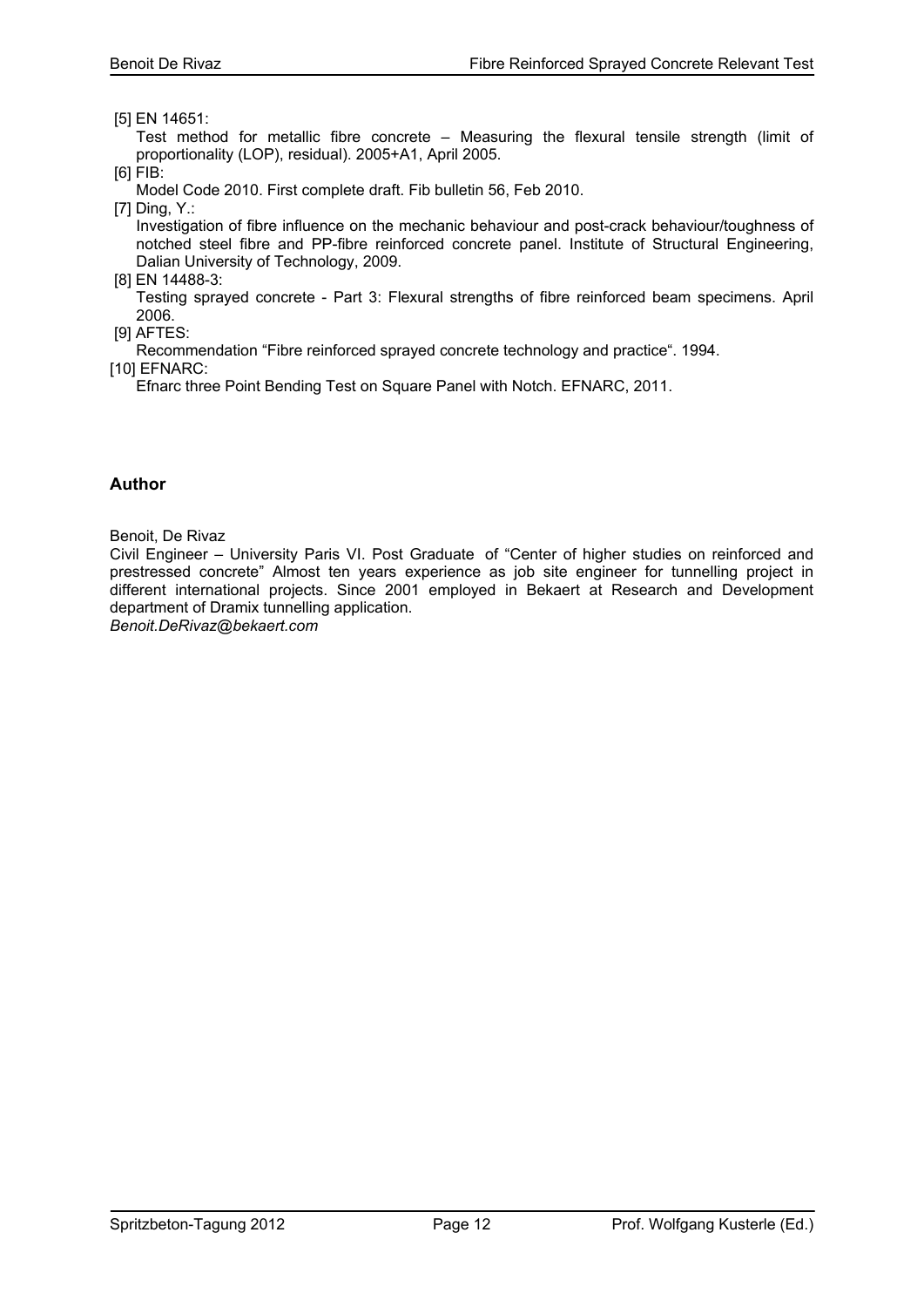[5] EN 14651:
Test method for metallic fibre concrete – Measuring the flexural tensile strength (limit of proportionality (LOP), residual). 2005+A1, April 2005.

[6] FIB:
Model Code 2010. First complete draft. Fib bulletin 56, Feb 2010.

[7] Ding, Y.:
Investigation of fibre influence on the mechanic behaviour and post-crack behaviour/toughness of notched steel fibre and PP-fibre reinforced concrete panel. Institute of Structural Engineering, Dalian University of Technology, 2009.

[8] EN 14488-3:
Testing sprayed concrete - Part 3: Flexural strengths of fibre reinforced beam specimens. April 2006.

[9] AFTES:
Recommendation "Fibre reinforced sprayed concrete technology and practice". 1994.

[10] EFNARC:
Efnarc three Point Bending Test on Square Panel with Notch. EFNARC, 2011.

## Author

Benoit, De Rivaz

Civil Engineer – University Paris VI. Post Graduate of "Center of higher studies on reinforced and prestressed concrete" Almost ten years experience as job site engineer for tunnelling project in different international projects. Since 2001 employed in Bekaert at Research and Development department of Dramix tunnelling application.

*Benoit.DeRivaz@bekaert.com*